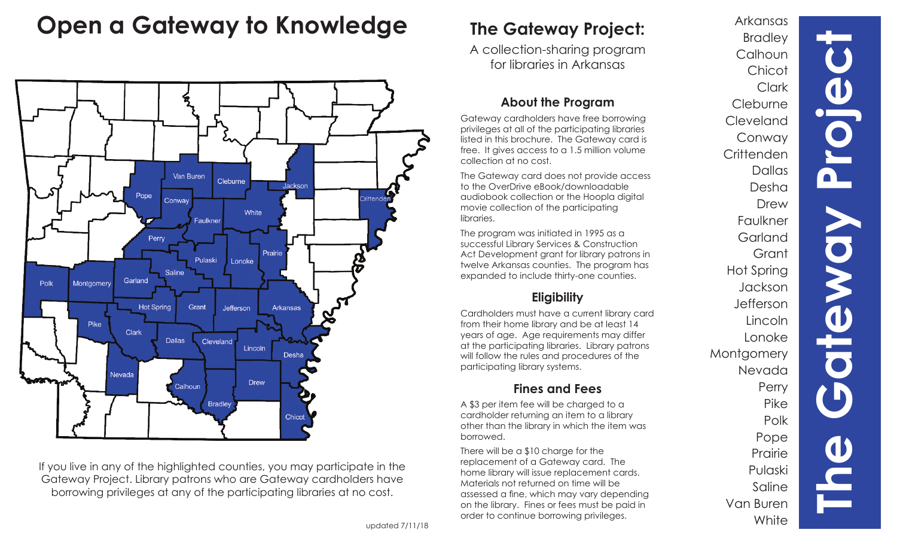# Open a Gateway to Knowledge

If you live in any of the highlighted counties, you may participate in the Gateway Project. Library patrons who are Gateway cardholders have borrowing privileges at any of the participating libraries at no cost.

updated 7/11/18

## The Gateway Project:

A collection-sharing program for libraries in Arkansas

### About the Program

Gateway cardholders have free borrowing privileges at all of the participating libraries listed in this brochure. The Gateway card is free. It gives access to a 1.5 million volume collection at no cost.

The Gateway card does not provide access to the OverDrive eBook/downloadable audiobook collection or the Hoopla digital movie collection of the participating libraries.

The program was initiated in 1995 as a successful Library Services & Construction Act Development grant for library patrons in twelve Arkansas counties. The program has expanded to include thirty-one counties.

### Eligibility

Cardholders must have a current library card from their home library and be at least 14 years of age. Age requirements may differ at the participating libraries. Library patrons will follow the rules and procedures of the participating library systems.

### Fines and Fees

A $3 per item fee will be charged to a cardholder returning an item to a library other than the library in which the item was borrowed.

There will be a $10 charge for the replacement of a Gateway card. The home library will issue replacement cards. Materials not returned on time will be assessed a fine, which may vary depending on the library. Fines or fees must be paid in order to continue borrowing privileges.

- Arkansas
- Bradley
- Calhoun
- Chicot
- Clark
- Cleburne
- Cleveland
- Conway
- Crittenden
- Dallas
- Desha
- Drew
- Faulkner
- Garland
- Grant
- Hot Spring
- Jackson
- Jefferson
- Lincoln
- Lonoke
- Montgomery
- Nevada
- Perry
- Pike
- Polk
- Pope
- Prairie
- Pulaski
- Saline
- Van Buren
- White

# The Gateway Project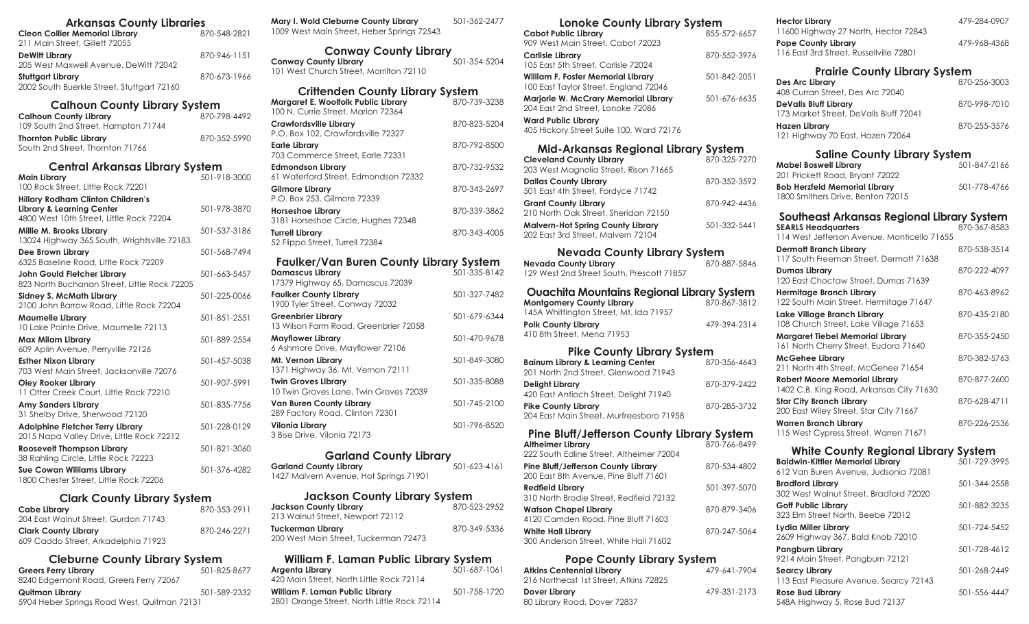## Arkansas County Libraries

**Cleon Collier Memorial Library** 870-548-2821
211 Main Street, Gillett 72055

**DeWitt Library** 870-946-1151
205 West Maxwell Avenue, DeWitt 72042

**Stuttgart Library** 870-673-1966
2002 South Buerkle Street, Stuttgart 72160

## Calhoun County Library System

**Calhoun County Library** 870-798-4492
109 South 2nd Street, Hampton 71744

**Thornton Public Library** 870-352-5990
South 2nd Street, Thornton 71766

## Central Arkansas Library System

**Main Library** 501-918-3000
100 Rock Street, Little Rock 72201

**Hillary Rodham Clinton Children's Library & Learning Center** 501-978-3870
4800 West 10th Street, Little Rock 72204

**Millie M. Brooks Library** 501-537-3186
13024 Highway 365 South, Wrightsville 72183

**Dee Brown Library** 501-568-7494
6325 Baseline Road, Little Rock 72209

**John Gould Fletcher Library** 501-663-5457
823 North Buchanan Street, Little Rock 72205

**Sidney S. McMath Library** 501-225-0066
2100 John Barrow Road, Little Rock 72204

**Maumelle Library** 501-851-2551
10 Lake Pointe Drive, Maumelle 72113

**Max Milam Library** 501-889-2554
609 Aplin Avenue, Perryville 72126

**Esther Nixon Library** 501-457-5038
703 West Main Street, Jacksonville 72076

**Oley Rooker Library** 501-907-5991
11 Otter Creek Court, Little Rock 72210

**Amy Sanders Library** 501-835-7756
31 Shelby Drive, Sherwood 72120

**Adolphine Fletcher Terry Library** 501-228-0129
2015 Napa Valley Drive, Little Rock 72212

**Roosevelt Thompson Library** 501-821-3060
38 Rahling Circle, Little Rock 72223

**Sue Cowan Williams Library** 501-376-4282
1800 Chester Street, Little Rock 72206

## Clark County Library System

**Cabe Library** 870-353-2911
204 East Walnut Street, Gurdon 71743

**Clark County Library** 870-246-2271
609 Caddo Street, Arkadelphia 71923

## Cleburne County Library System

**Greers Ferry Library** 501-825-8677
8240 Edgemont Road, Greers Ferry 72067

**Quitman Library** 501-589-2332
5904 Heber Springs Road West, Quitman 72131

**Mary I. Wold Cleburne County Library** 501-362-2477
1009 West Main Street, Heber Springs 72543

## Conway County Library

**Conway County Library** 501-354-5204
101 West Church Street, Morrilton 72110

## Crittenden County Library System

**Margaret E. Woolfolk Public Library** 870-739-3238
100 N. Currie Street, Marion 72364

**Crawfordsville Library** 870-823-5204
P.O. Box 102, Crawfordsville 72327

**Earle Library** 870-792-8500
703 Commerce Street, Earle 72331

**Edmondson Library** 870-732-9532
61 Waterford Street, Edmondson 72332

**Gilmore Library** 870-343-2697
P.O. Box 253, Gilmore 72339

**Horseshoe Library** 870-339-3862
3181 Horseshoe Circle, Hughes 72348

**Turrell Library** 870-343-4005
52 Flippo Street, Turrell 72384

## Faulker/Van Buren County Library System

**Damascus Library** 501-335-8142
17379 Highway 65, Damascus 72039

**Faulker County Library** 501-327-7482
1900 Tyler Street, Conway 72032

**Greenbrier Library** 501-679-6344
13 Wilson Farm Road, Greenbrier 72058

**Mayflower Library** 501-470-9678
6 Ashmore Drive, Mayflower 72106

**Mt. Vernon Library** 501-849-3080
1371 Highway 36, Mt. Vernon 72111

**Twin Groves Library** 501-335-8088
10 Twin Groves Lane, Twin Groves 72039

**Van Buren County Library** 501-745-2100
289 Factory Road, Clinton 72301

**Vilonia Library** 501-796-8520
3 Bise Drive, Vilonia 72173

## Garland County Library

**Garland County Library** 501-623-4161
1427 Malvern Avenue, Hot Springs 71901

## Jackson County Library System

**Jackson County Library** 870-523-2952
213 Walnut Street, Newport 72112

**Tuckerman Library** 870-349-5336
200 West Main Street, Tuckerman 72473

## William F. Laman Public Library System

**Argenta Library** 501-687-1061
420 Main Street, North Little Rock 72114

**William F. Laman Public Library** 501-758-1720
2801 Orange Street, North Little Rock 72114

## Lonoke County Library System

**Cabot Public Library** 855-572-6657
909 West Main Street, Cabot 72023

**Carlisle Library** 870-552-3976
105 East 5th Street, Carlisle 72024

**William F. Foster Memorial Library** 501-842-2051
100 East Taylor Street, England 72046

**Marjorie W. McCrary Memorial Library** 501-676-6635
204 East 2nd Street, Lonoke 72086

**Ward Public Library**
405 Hickory Street Suite 100, Ward 72176

## Mid-Arkansas Regional Library System

**Cleveland County Library** 870-325-7270
203 West Magnolia Street, Rison 71665

**Dallas County Library** 870-352-3592
501 East 4th Street, Fordyce 71742

**Grant County Library** 870-942-4436
210 North Oak Street, Sheridan 72150

**Malvern-Hot Spring County Library** 501-332-5441
202 East 3rd Street, Malvern 72104

## Nevada County Library System

**Nevada County Library** 870-887-5846
129 West 2nd Street South, Prescott 71857

## Ouachita Mountains Regional Library System

**Montgomery County Library** 870-867-3812
145A Whittington Street, Mt. Ida 71957

**Polk County Library** 479-394-2314
410 8th Street, Mena 71953

## Pike County Library System

**Bainum Library & Learning Center** 870-356-4643
201 North 2nd Street, Glenwood 71943

**Delight Library** 870-379-2422
420 East Antioch Street, Delight 71940

**Pike County Library** 870-285-3732
204 East Main Street, Murfreesboro 71958

## Pine Bluff/Jefferson County Library System

**Altheimer Library** 870-766-8499
222 South Edline Street, Altheimer 72004

**Pine Bluff/Jefferson County Library** 870-534-4802
200 East 8th Avenue, Pine Bluff 71601

**Redfield Library** 501-397-5070
310 North Brodie Street, Redfield 72132

**Watson Chapel Library** 870-879-3406
4120 Camden Road, Pine Bluff 71603

**White Hall Library** 870-247-5064
300 Anderson Street, White Hall 71602

## Pope County Library System

**Atkins Centennial Library** 479-641-7904
216 Northeast 1st Street, Atkins 72825

**Dover Library** 479-331-2173
80 Library Road, Dover 72837

**Hector Library** 479-284-0907
11600 Highway 27 North, Hector 72843

**Pope County Library** 479-968-4368
116 East 3rd Street, Russellville 72801

## Prairie County Library System

**Des Arc Library** 870-256-3003
408 Curran Street, Des Arc 72040

**DeValls Bluff Library** 870-998-7010
173 Market Street, DeValls Bluff 72041

**Hazen Library** 870-255-3576
121 Highway 70 East, Hazen 72064

## Saline County Library System

**Mabel Boswell Library** 501-847-2166
201 Prickett Road, Bryant 72022

**Bob Herzfeld Memorial Library** 501-778-4766
1800 Smithers Drive, Benton 72015

## Southeast Arkansas Regional Library System

**SEARLS Headquarters** 870-367-8583
114 West Jefferson Avenue, Monticello 71655

**Dermott Branch Library** 870-538-3514
117 South Freeman Street, Dermott 71638

**Dumas Library** 870-222-4097
120 East Choctaw Street, Dumas 71639

**Hermitage Branch Library** 870-463-8962
122 South Main Street, Hermitage 71647

**Lake Village Branch Library** 870-435-2180
108 Church Street, Lake Village 71653

**Margaret Tiebel Memorial Library** 870-355-2450
161 North Cherry Street, Eudora 71640

**McGehee Library** 870-382-5763
211 North 4th Street, McGehee 71654

**Robert Moore Memorial Library** 870-877-2600
1402 C.B. King Road, Arkansas City 71630

**Star City Branch Library** 870-628-4711
200 East Wiley Street, Star City 71667

**Warren Branch Library** 870-226-2536
115 West Cypress Street, Warren 71671

## White County Regional Library System

**Baldwin-Kittler Memorial Library** 501-729-3995
612 Van Buren Avenue, Judsonia 72081

**Bradford Library** 501-344-2558
302 West Walnut Street, Bradford 72020

**Goff Public Library** 501-882-3235
323 Elm Street North, Beebe 72012

**Lydia Miller Library** 501-724-5452
2609 Highway 367, Bald Knob 72010

**Pangburn Library** 501-728-4612
9214 Main Street, Pangburn 72121

**Searcy Library** 501-268-2449
113 East Pleasure Avenue, Searcy 72143

**Rose Bud Library** 501-556-4447
548A Highway 5, Rose Bud 72137